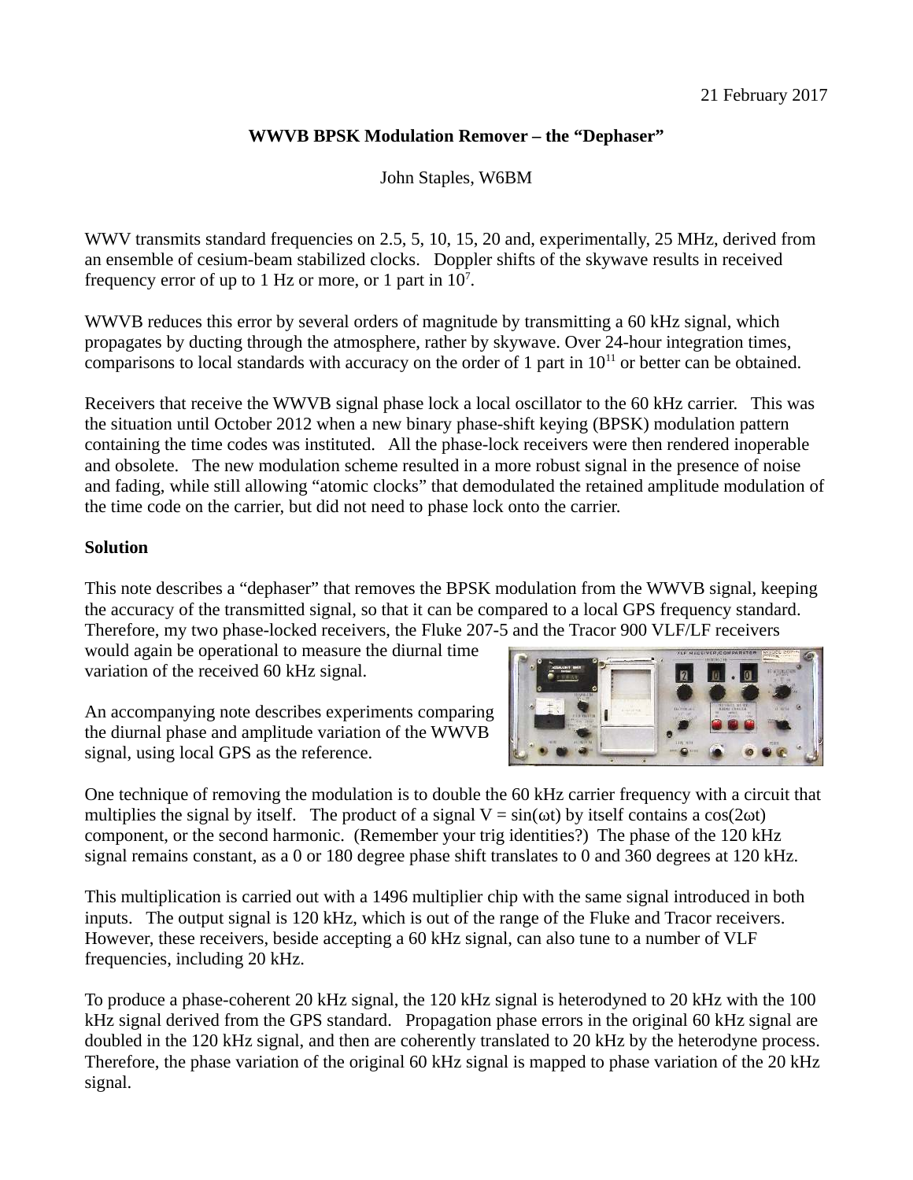21 February 2017

**WWVB BPSK Modulation Remover – the "Dephaser"**

John Staples, W6BM

WWV transmits standard frequencies on 2.5, 5, 10, 15, 20 and, experimentally, 25 MHz, derived from an ensemble of cesium-beam stabilized clocks. Doppler shifts of the skywave results in received frequency error of up to 1 Hz or more, or 1 part in $10^7$.

WWVB reduces this error by several orders of magnitude by transmitting a 60 kHz signal, which propagates by ducting through the atmosphere, rather by skywave. Over 24-hour integration times, comparisons to local standards with accuracy on the order of 1 part in $10^{11}$ or better can be obtained.

Receivers that receive the WWVB signal phase lock a local oscillator to the 60 kHz carrier. This was the situation until October 2012 when a new binary phase-shift keying (BPSK) modulation pattern containing the time codes was instituted. All the phase-lock receivers were then rendered inoperable and obsolete. The new modulation scheme resulted in a more robust signal in the presence of noise and fading, while still allowing "atomic clocks" that demodulated the retained amplitude modulation of the time code on the carrier, but did not need to phase lock onto the carrier.

**Solution**

This note describes a "dephaser" that removes the BPSK modulation from the WWVB signal, keeping the accuracy of the transmitted signal, so that it can be compared to a local GPS frequency standard. Therefore, my two phase-locked receivers, the Fluke 207-5 and the Tracor 900 VLF/LF receivers would again be operational to measure the diurnal time variation of the received 60 kHz signal.

An accompanying note describes experiments comparing the diurnal phase and amplitude variation of the WWVB signal, using local GPS as the reference.

One technique of removing the modulation is to double the 60 kHz carrier frequency with a circuit that multiplies the signal by itself. The product of a signal $V = \sin(\omega t)$ by itself contains a $\cos(2\omega t)$ component, or the second harmonic. (Remember your trig identities?) The phase of the 120 kHz signal remains constant, as a 0 or 180 degree phase shift translates to 0 and 360 degrees at 120 kHz.

This multiplication is carried out with a 1496 multiplier chip with the same signal introduced in both inputs. The output signal is 120 kHz, which is out of the range of the Fluke and Tracor receivers. However, these receivers, beside accepting a 60 kHz signal, can also tune to a number of VLF frequencies, including 20 kHz.

To produce a phase-coherent 20 kHz signal, the 120 kHz signal is heterodyned to 20 kHz with the 100 kHz signal derived from the GPS standard. Propagation phase errors in the original 60 kHz signal are doubled in the 120 kHz signal, and then are coherently translated to 20 kHz by the heterodyne process. Therefore, the phase variation of the original 60 kHz signal is mapped to phase variation of the 20 kHz signal.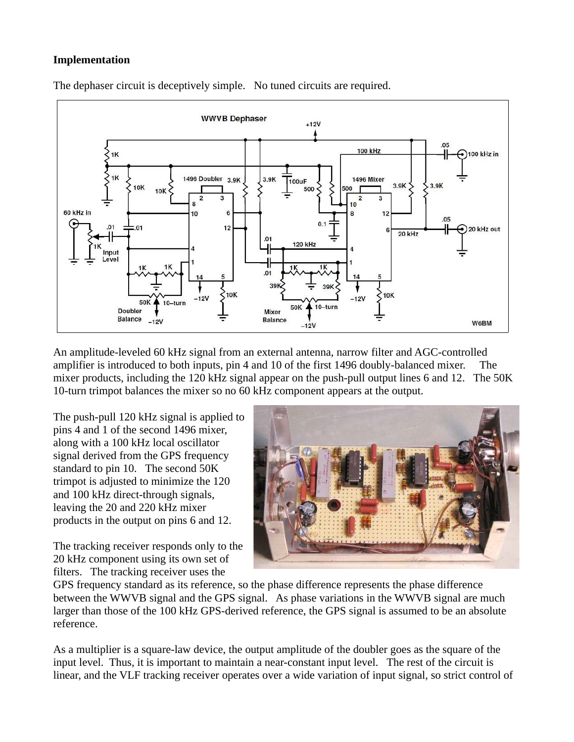**Implementation**

The dephaser circuit is deceptively simple. No tuned circuits are required.

An amplitude-leveled 60 kHz signal from an external antenna, narrow filter and AGC-controlled amplifier is introduced to both inputs, pin 4 and 10 of the first 1496 doubly-balanced mixer. The mixer products, including the 120 kHz signal appear on the push-pull output lines 6 and 12. The 50K 10-turn trimpot balances the mixer so no 60 kHz component appears at the output.

The push-pull 120 kHz signal is applied to pins 4 and 1 of the second 1496 mixer, along with a 100 kHz local oscillator signal derived from the GPS frequency standard to pin 10. The second 50K trimpot is adjusted to minimize the 120 and 100 kHz direct-through signals, leaving the 20 and 220 kHz mixer products in the output on pins 6 and 12.

The tracking receiver responds only to the 20 kHz component using its own set of filters. The tracking receiver uses the GPS frequency standard as its reference, so the phase difference represents the phase difference between the WWVB signal and the GPS signal. As phase variations in the WWVB signal are much larger than those of the 100 kHz GPS-derived reference, the GPS signal is assumed to be an absolute reference.

As a multiplier is a square-law device, the output amplitude of the doubler goes as the square of the input level. Thus, it is important to maintain a near-constant input level. The rest of the circuit is linear, and the VLF tracking receiver operates over a wide variation of input signal, so strict control of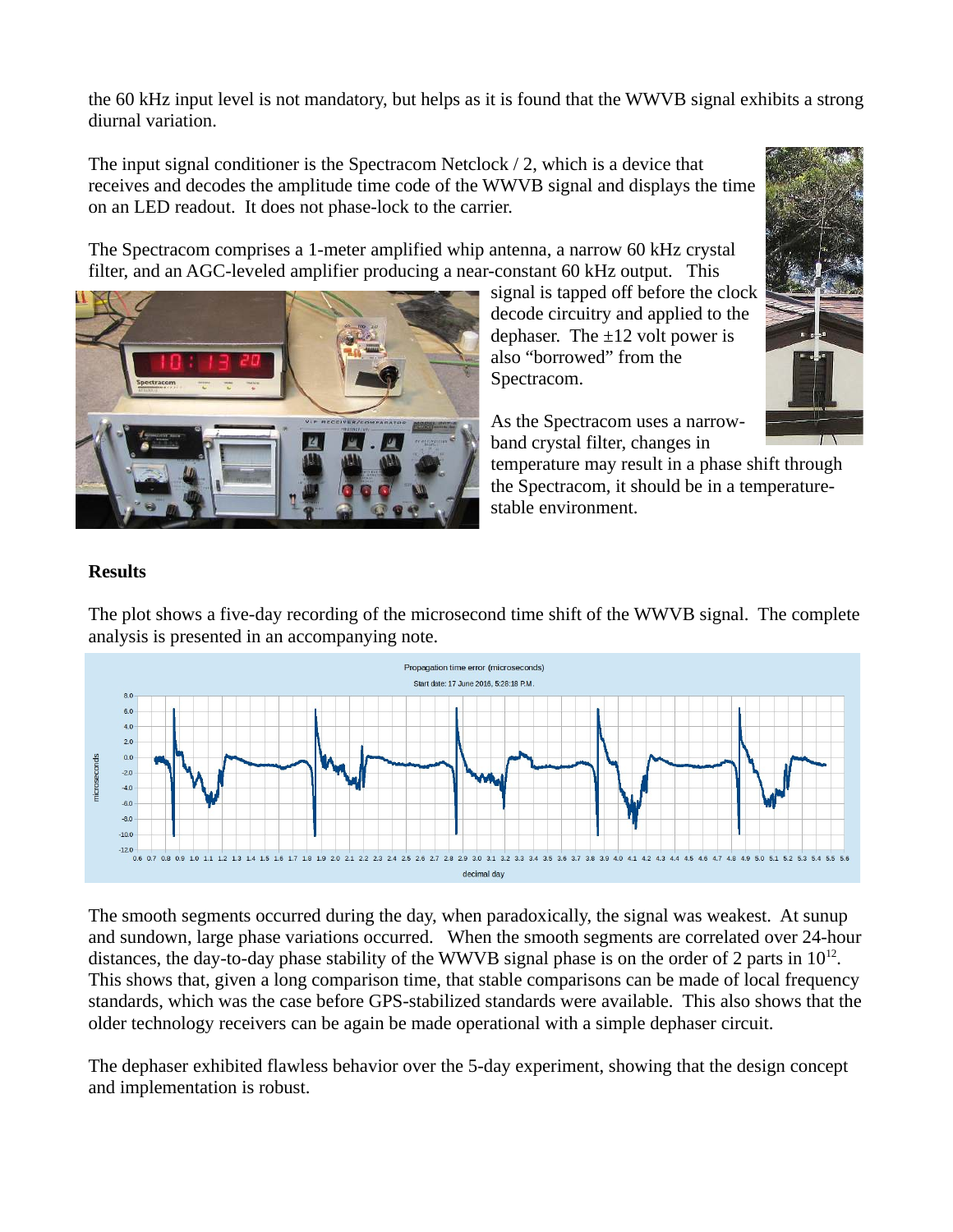the 60 kHz input level is not mandatory, but helps as it is found that the WWVB signal exhibits a strong diurnal variation.

The input signal conditioner is the Spectracom Netclock / 2, which is a device that receives and decodes the amplitude time code of the WWVB signal and displays the time on an LED readout. It does not phase-lock to the carrier.

The Spectracom comprises a 1-meter amplified whip antenna, a narrow 60 kHz crystal filter, and an AGC-leveled amplifier producing a near-constant 60 kHz output. This signal is tapped off before the clock decode circuitry and applied to the dephaser. The ±12 volt power is also "borrowed" from the Spectracom.

As the Spectracom uses a narrow-band crystal filter, changes in temperature may result in a phase shift through the Spectracom, it should be in a temperature-stable environment.

**Results**

The plot shows a five-day recording of the microsecond time shift of the WWVB signal. The complete analysis is presented in an accompanying note.

Propagation time error (microseconds)

Start date: 17 June 2016, 5:28:18 P.M.

microseconds

8.0
6.0
4.0
2.0
0.0
-2.0
-4.0
-6.0
-8.0
-10.0
-12.0

0.6 0.7 0.8 0.9 1.0 1.1 1.2 1.3 1.4 1.5 1.6 1.7 1.8 1.9 2.0 2.1 2.2 2.3 2.4 2.5 2.6 2.7 2.8 2.9 3.0 3.1 3.2 3.3 3.4 3.5 3.6 3.7 3.8 3.9 4.0 4.1 4.2 4.3 4.4 4.5 4.6 4.7 4.8 4.9 5.0 5.1 5.2 5.3 5.4 5.5 5.6

decimal day

The smooth segments occurred during the day, when paradoxically, the signal was weakest. At sunup and sundown, large phase variations occurred. When the smooth segments are correlated over 24-hour distances, the day-to-day phase stability of the WWVB signal phase is on the order of 2 parts in $10^{12}$. This shows that, given a long comparison time, that stable comparisons can be made of local frequency standards, which was the case before GPS-stabilized standards were available. This also shows that the older technology receivers can be again be made operational with a simple dephaser circuit.

The dephaser exhibited flawless behavior over the 5-day experiment, showing that the design concept and implementation is robust.